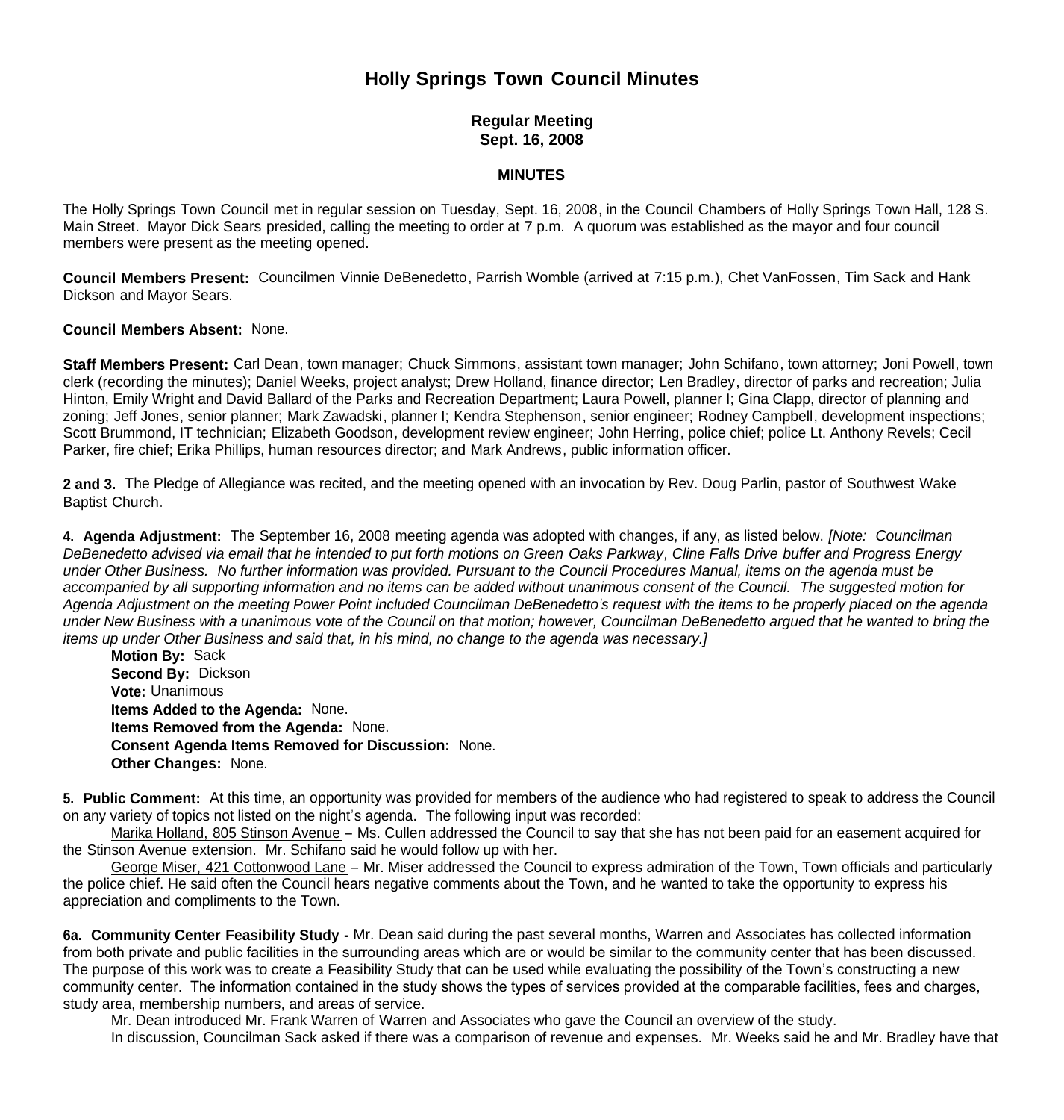# Holly Springs Town Council Minutes

**Regular Meeting**
**Sept. 16, 2008**

**MINUTES**

The Holly Springs Town Council met in regular session on Tuesday, Sept. 16, 2008, in the Council Chambers of Holly Springs Town Hall, 128 S. Main Street. Mayor Dick Sears presided, calling the meeting to order at 7 p.m. A quorum was established as the mayor and four council members were present as the meeting opened.

**Council Members Present:** Councilmen Vinnie DeBenedetto, Parrish Womble (arrived at 7:15 p.m.), Chet VanFossen, Tim Sack and Hank Dickson and Mayor Sears.

**Council Members Absent:** None.

**Staff Members Present:** Carl Dean, town manager; Chuck Simmons, assistant town manager; John Schifano, town attorney; Joni Powell, town clerk (recording the minutes); Daniel Weeks, project analyst; Drew Holland, finance director; Len Bradley, director of parks and recreation; Julia Hinton, Emily Wright and David Ballard of the Parks and Recreation Department; Laura Powell, planner I; Gina Clapp, director of planning and zoning; Jeff Jones, senior planner; Mark Zawadski, planner I; Kendra Stephenson, senior engineer; Rodney Campbell, development inspections; Scott Brummond, IT technician; Elizabeth Goodson, development review engineer; John Herring, police chief; police Lt. Anthony Revels; Cecil Parker, fire chief; Erika Phillips, human resources director; and Mark Andrews, public information officer.

**2 and 3.** The Pledge of Allegiance was recited, and the meeting opened with an invocation by Rev. Doug Parlin, pastor of Southwest Wake Baptist Church.

**4. Agenda Adjustment:** The September 16, 2008 meeting agenda was adopted with changes, if any, as listed below. *[Note: Councilman DeBenedetto advised via email that he intended to put forth motions on Green Oaks Parkway, Cline Falls Drive buffer and Progress Energy under Other Business. No further information was provided. Pursuant to the Council Procedures Manual, items on the agenda must be accompanied by all supporting information and no items can be added without unanimous consent of the Council. The suggested motion for Agenda Adjustment on the meeting Power Point included Councilman DeBenedetto's request with the items to be properly placed on the agenda under New Business with a unanimous vote of the Council on that motion; however, Councilman DeBenedetto argued that he wanted to bring the items up under Other Business and said that, in his mind, no change to the agenda was necessary.]*

**Motion By:** Sack
**Second By:** Dickson
**Vote:** Unanimous
**Items Added to the Agenda:** None.
**Items Removed from the Agenda:** None.
**Consent Agenda Items Removed for Discussion:** None.
**Other Changes:** None.

**5. Public Comment:** At this time, an opportunity was provided for members of the audience who had registered to speak to address the Council on any variety of topics not listed on the night's agenda. The following input was recorded:

Marika Holland, 805 Stinson Avenue – Ms. Cullen addressed the Council to say that she has not been paid for an easement acquired for the Stinson Avenue extension. Mr. Schifano said he would follow up with her.

George Miser, 421 Cottonwood Lane – Mr. Miser addressed the Council to express admiration of the Town, Town officials and particularly the police chief. He said often the Council hears negative comments about the Town, and he wanted to take the opportunity to express his appreciation and compliments to the Town.

**6a. Community Center Feasibility Study -** Mr. Dean said during the past several months, Warren and Associates has collected information from both private and public facilities in the surrounding areas which are or would be similar to the community center that has been discussed. The purpose of this work was to create a Feasibility Study that can be used while evaluating the possibility of the Town's constructing a new community center. The information contained in the study shows the types of services provided at the comparable facilities, fees and charges, study area, membership numbers, and areas of service.

Mr. Dean introduced Mr. Frank Warren of Warren and Associates who gave the Council an overview of the study.

In discussion, Councilman Sack asked if there was a comparison of revenue and expenses. Mr. Weeks said he and Mr. Bradley have that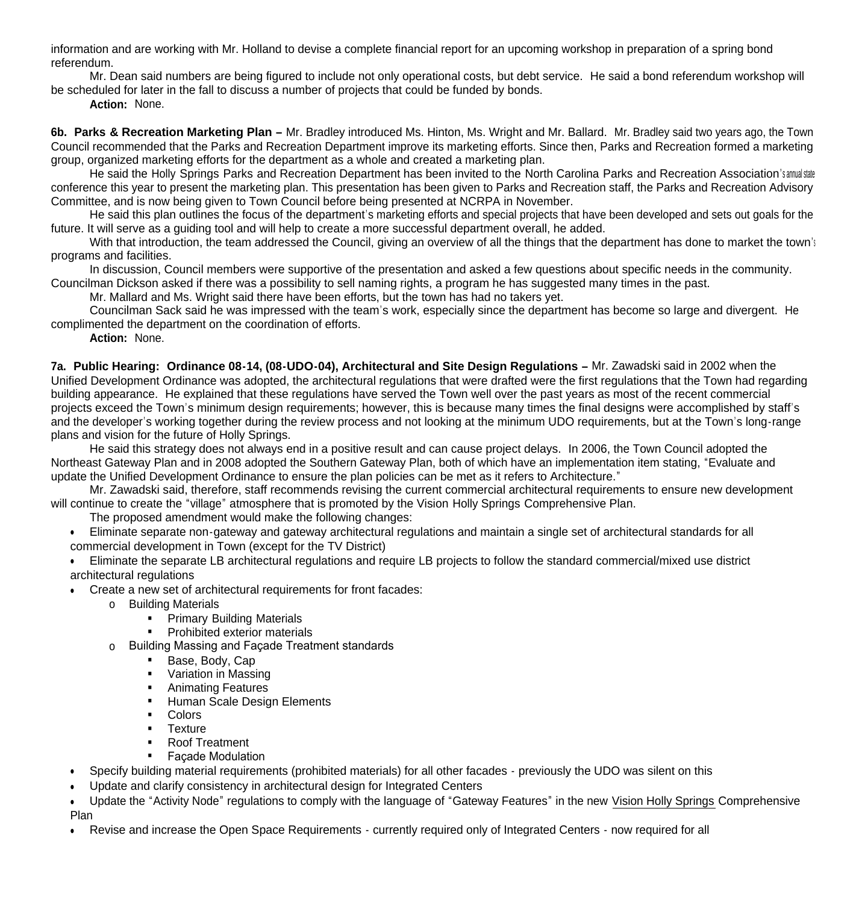information and are working with Mr. Holland to devise a complete financial report for an upcoming workshop in preparation of a spring bond referendum.

Mr. Dean said numbers are being figured to include not only operational costs, but debt service. He said a bond referendum workshop will be scheduled for later in the fall to discuss a number of projects that could be funded by bonds.

**Action:** None.

**6b. Parks & Recreation Marketing Plan –** Mr. Bradley introduced Ms. Hinton, Ms. Wright and Mr. Ballard. Mr. Bradley said two years ago, the Town Council recommended that the Parks and Recreation Department improve its marketing efforts. Since then, Parks and Recreation formed a marketing group, organized marketing efforts for the department as a whole and created a marketing plan.

He said the Holly Springs Parks and Recreation Department has been invited to the North Carolina Parks and Recreation Association's annual state conference this year to present the marketing plan. This presentation has been given to Parks and Recreation staff, the Parks and Recreation Advisory Committee, and is now being given to Town Council before being presented at NCRPA in November.

He said this plan outlines the focus of the department's marketing efforts and special projects that have been developed and sets out goals for the future. It will serve as a guiding tool and will help to create a more successful department overall, he added.

With that introduction, the team addressed the Council, giving an overview of all the things that the department has done to market the town's programs and facilities.

In discussion, Council members were supportive of the presentation and asked a few questions about specific needs in the community. Councilman Dickson asked if there was a possibility to sell naming rights, a program he has suggested many times in the past.

Mr. Mallard and Ms. Wright said there have been efforts, but the town has had no takers yet.

Councilman Sack said he was impressed with the team's work, especially since the department has become so large and divergent. He complimented the department on the coordination of efforts.

**Action:** None.

**7a. Public Hearing: Ordinance 08-14, (08-UDO-04), Architectural and Site Design Regulations –** Mr. Zawadski said in 2002 when the Unified Development Ordinance was adopted, the architectural regulations that were drafted were the first regulations that the Town had regarding building appearance. He explained that these regulations have served the Town well over the past years as most of the recent commercial projects exceed the Town's minimum design requirements; however, this is because many times the final designs were accomplished by staff's and the developer's working together during the review process and not looking at the minimum UDO requirements, but at the Town's long-range plans and vision for the future of Holly Springs.

He said this strategy does not always end in a positive result and can cause project delays. In 2006, the Town Council adopted the Northeast Gateway Plan and in 2008 adopted the Southern Gateway Plan, both of which have an implementation item stating, "Evaluate and update the Unified Development Ordinance to ensure the plan policies can be met as it refers to Architecture."

Mr. Zawadski said, therefore, staff recommends revising the current commercial architectural requirements to ensure new development will continue to create the "village" atmosphere that is promoted by the Vision Holly Springs Comprehensive Plan.

The proposed amendment would make the following changes:

- Eliminate separate non-gateway and gateway architectural regulations and maintain a single set of architectural standards for all commercial development in Town (except for the TV District)
- Eliminate the separate LB architectural regulations and require LB projects to follow the standard commercial/mixed use district architectural regulations
- Create a new set of architectural requirements for front facades:
  - Building Materials
    - Primary Building Materials
    - Prohibited exterior materials
  - Building Massing and Façade Treatment standards
    - Base, Body, Cap
    - Variation in Massing
    - Animating Features
    - Human Scale Design Elements
    - Colors
    - Texture
    - Roof Treatment
    - Façade Modulation
- Specify building material requirements (prohibited materials) for all other facades - previously the UDO was silent on this
- Update and clarify consistency in architectural design for Integrated Centers
- Update the "Activity Node" regulations to comply with the language of "Gateway Features" in the new Vision Holly Springs Comprehensive Plan
- Revise and increase the Open Space Requirements - currently required only of Integrated Centers - now required for all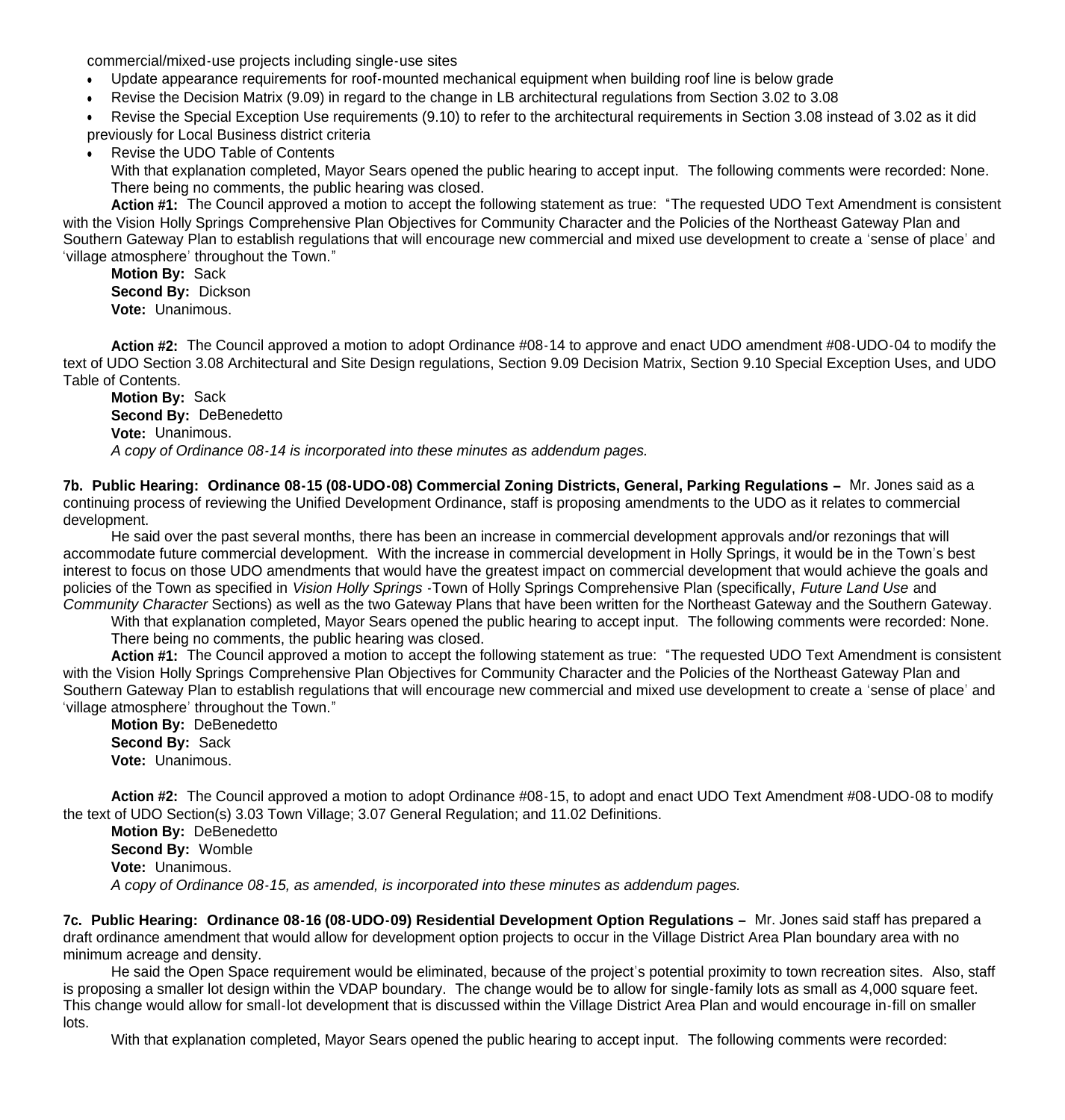commercial/mixed-use projects including single-use sites

- Update appearance requirements for roof-mounted mechanical equipment when building roof line is below grade
- Revise the Decision Matrix (9.09) in regard to the change in LB architectural regulations from Section 3.02 to 3.08
- Revise the Special Exception Use requirements (9.10) to refer to the architectural requirements in Section 3.08 instead of 3.02 as it did previously for Local Business district criteria
- Revise the UDO Table of Contents

With that explanation completed, Mayor Sears opened the public hearing to accept input. The following comments were recorded: None. There being no comments, the public hearing was closed.

**Action #1:** The Council approved a motion to accept the following statement as true: "The requested UDO Text Amendment is consistent with the Vision Holly Springs Comprehensive Plan Objectives for Community Character and the Policies of the Northeast Gateway Plan and Southern Gateway Plan to establish regulations that will encourage new commercial and mixed use development to create a 'sense of place' and 'village atmosphere' throughout the Town."

**Motion By:** Sack
**Second By:** Dickson
**Vote:** Unanimous.

**Action #2:** The Council approved a motion to adopt Ordinance #08-14 to approve and enact UDO amendment #08-UDO-04 to modify the text of UDO Section 3.08 Architectural and Site Design regulations, Section 9.09 Decision Matrix, Section 9.10 Special Exception Uses, and UDO Table of Contents.

**Motion By:** Sack
**Second By:** DeBenedetto
**Vote:** Unanimous.
*A copy of Ordinance 08-14 is incorporated into these minutes as addendum pages.*

**7b. Public Hearing: Ordinance 08-15 (08-UDO-08) Commercial Zoning Districts, General, Parking Regulations –** Mr. Jones said as a continuing process of reviewing the Unified Development Ordinance, staff is proposing amendments to the UDO as it relates to commercial development.

He said over the past several months, there has been an increase in commercial development approvals and/or rezonings that will accommodate future commercial development. With the increase in commercial development in Holly Springs, it would be in the Town's best interest to focus on those UDO amendments that would have the greatest impact on commercial development that would achieve the goals and policies of the Town as specified in *Vision Holly Springs* -Town of Holly Springs Comprehensive Plan (specifically, *Future Land Use* and *Community Character* Sections) as well as the two Gateway Plans that have been written for the Northeast Gateway and the Southern Gateway.

With that explanation completed, Mayor Sears opened the public hearing to accept input. The following comments were recorded: None. There being no comments, the public hearing was closed.

**Action #1:** The Council approved a motion to accept the following statement as true: "The requested UDO Text Amendment is consistent with the Vision Holly Springs Comprehensive Plan Objectives for Community Character and the Policies of the Northeast Gateway Plan and Southern Gateway Plan to establish regulations that will encourage new commercial and mixed use development to create a 'sense of place' and 'village atmosphere' throughout the Town."

**Motion By:** DeBenedetto
**Second By:** Sack
**Vote:** Unanimous.

**Action #2:** The Council approved a motion to adopt Ordinance #08-15, to adopt and enact UDO Text Amendment #08-UDO-08 to modify the text of UDO Section(s) 3.03 Town Village; 3.07 General Regulation; and 11.02 Definitions.

**Motion By:** DeBenedetto
**Second By:** Womble
**Vote:** Unanimous.
*A copy of Ordinance 08-15, as amended, is incorporated into these minutes as addendum pages.*

**7c. Public Hearing: Ordinance 08-16 (08-UDO-09) Residential Development Option Regulations –** Mr. Jones said staff has prepared a draft ordinance amendment that would allow for development option projects to occur in the Village District Area Plan boundary area with no minimum acreage and density.

He said the Open Space requirement would be eliminated, because of the project's potential proximity to town recreation sites. Also, staff is proposing a smaller lot design within the VDAP boundary. The change would be to allow for single-family lots as small as 4,000 square feet. This change would allow for small-lot development that is discussed within the Village District Area Plan and would encourage in-fill on smaller lots.

With that explanation completed, Mayor Sears opened the public hearing to accept input. The following comments were recorded: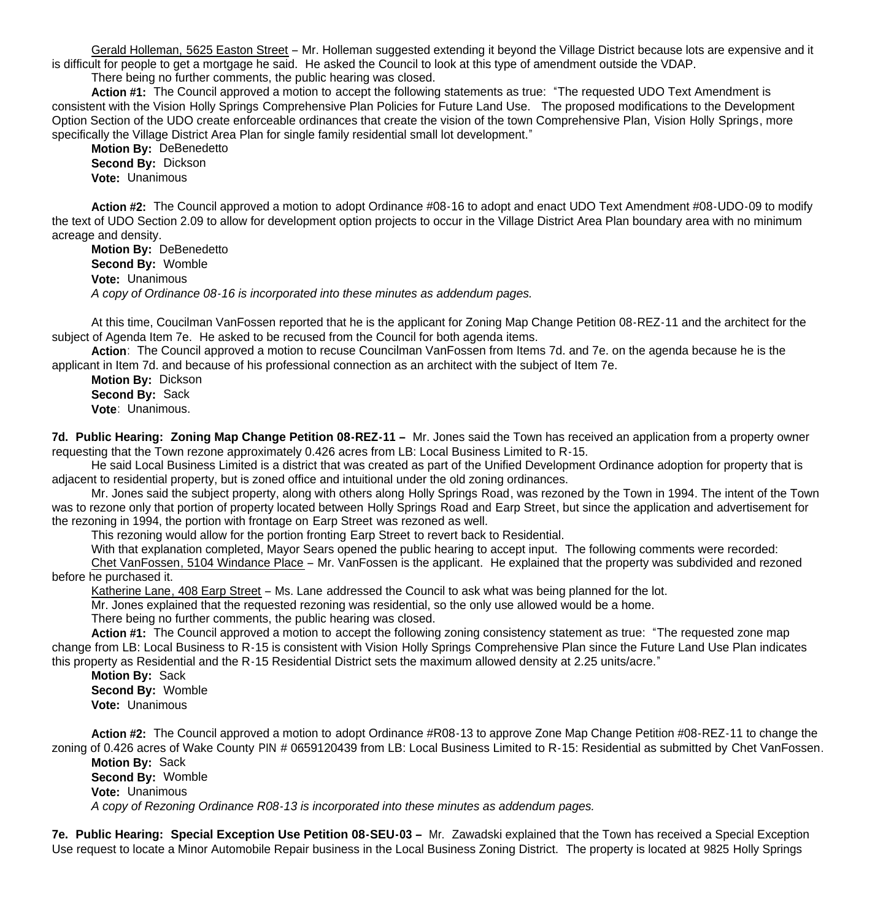Gerald Holleman, 5625 Easton Street – Mr. Holleman suggested extending it beyond the Village District because lots are expensive and it is difficult for people to get a mortgage he said. He asked the Council to look at this type of amendment outside the VDAP.

There being no further comments, the public hearing was closed.

**Action #1:** The Council approved a motion to accept the following statements as true: "The requested UDO Text Amendment is consistent with the Vision Holly Springs Comprehensive Plan Policies for Future Land Use. The proposed modifications to the Development Option Section of the UDO create enforceable ordinances that create the vision of the town Comprehensive Plan, Vision Holly Springs, more specifically the Village District Area Plan for single family residential small lot development."

**Motion By:** DeBenedetto
**Second By:** Dickson
**Vote:** Unanimous

**Action #2:** The Council approved a motion to adopt Ordinance #08-16 to adopt and enact UDO Text Amendment #08-UDO-09 to modify the text of UDO Section 2.09 to allow for development option projects to occur in the Village District Area Plan boundary area with no minimum acreage and density.

**Motion By:** DeBenedetto
**Second By:** Womble
**Vote:** Unanimous
*A copy of Ordinance 08-16 is incorporated into these minutes as addendum pages.*

At this time, Coucilman VanFossen reported that he is the applicant for Zoning Map Change Petition 08-REZ-11 and the architect for the subject of Agenda Item 7e. He asked to be recused from the Council for both agenda items.

**Action**: The Council approved a motion to recuse Councilman VanFossen from Items 7d. and 7e. on the agenda because he is the applicant in Item 7d. and because of his professional connection as an architect with the subject of Item 7e.

**Motion By:** Dickson
**Second By:** Sack
**Vote**: Unanimous.

**7d. Public Hearing: Zoning Map Change Petition 08-REZ-11 –** Mr. Jones said the Town has received an application from a property owner requesting that the Town rezone approximately 0.426 acres from LB: Local Business Limited to R-15.

He said Local Business Limited is a district that was created as part of the Unified Development Ordinance adoption for property that is adjacent to residential property, but is zoned office and intuitional under the old zoning ordinances.

Mr. Jones said the subject property, along with others along Holly Springs Road, was rezoned by the Town in 1994. The intent of the Town was to rezone only that portion of property located between Holly Springs Road and Earp Street, but since the application and advertisement for the rezoning in 1994, the portion with frontage on Earp Street was rezoned as well.

This rezoning would allow for the portion fronting Earp Street to revert back to Residential.

With that explanation completed, Mayor Sears opened the public hearing to accept input. The following comments were recorded:

Chet VanFossen, 5104 Windance Place – Mr. VanFossen is the applicant. He explained that the property was subdivided and rezoned before he purchased it.

Katherine Lane, 408 Earp Street – Ms. Lane addressed the Council to ask what was being planned for the lot.

Mr. Jones explained that the requested rezoning was residential, so the only use allowed would be a home.

There being no further comments, the public hearing was closed.

**Action #1:** The Council approved a motion to accept the following zoning consistency statement as true: "The requested zone map change from LB: Local Business to R-15 is consistent with Vision Holly Springs Comprehensive Plan since the Future Land Use Plan indicates this property as Residential and the R-15 Residential District sets the maximum allowed density at 2.25 units/acre."

**Motion By:** Sack
**Second By:** Womble
**Vote:** Unanimous

**Action #2:** The Council approved a motion to adopt Ordinance #R08-13 to approve Zone Map Change Petition #08-REZ-11 to change the zoning of 0.426 acres of Wake County PIN # 0659120439 from LB: Local Business Limited to R-15: Residential as submitted by Chet VanFossen.

**Motion By:** Sack
**Second By:** Womble
**Vote:** Unanimous
*A copy of Rezoning Ordinance R08-13 is incorporated into these minutes as addendum pages.*

**7e. Public Hearing: Special Exception Use Petition 08-SEU-03 –** Mr. Zawadski explained that the Town has received a Special Exception Use request to locate a Minor Automobile Repair business in the Local Business Zoning District. The property is located at 9825 Holly Springs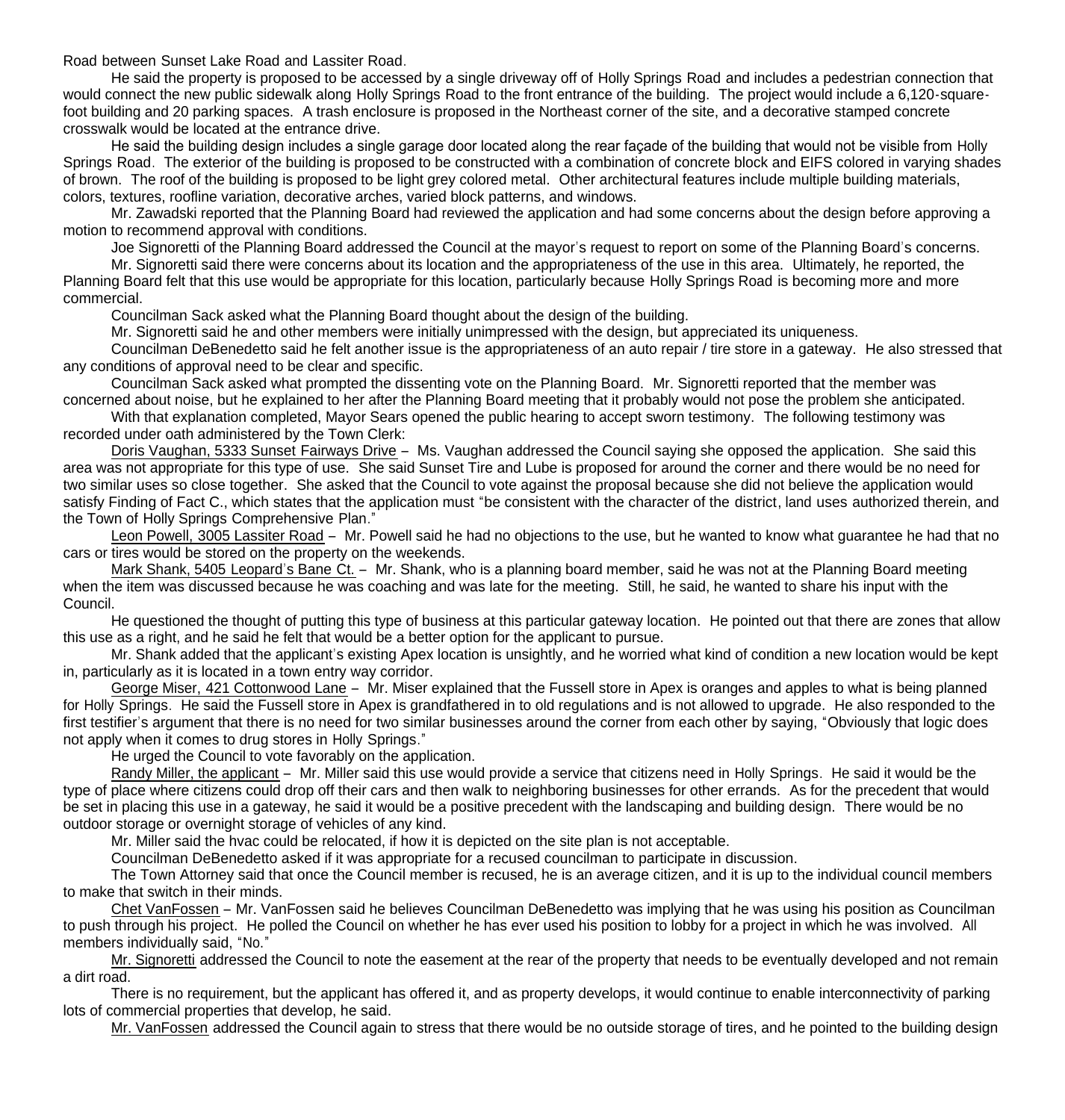Road between Sunset Lake Road and Lassiter Road.

He said the property is proposed to be accessed by a single driveway off of Holly Springs Road and includes a pedestrian connection that would connect the new public sidewalk along Holly Springs Road to the front entrance of the building. The project would include a 6,120-square-foot building and 20 parking spaces. A trash enclosure is proposed in the Northeast corner of the site, and a decorative stamped concrete crosswalk would be located at the entrance drive.

He said the building design includes a single garage door located along the rear façade of the building that would not be visible from Holly Springs Road. The exterior of the building is proposed to be constructed with a combination of concrete block and EIFS colored in varying shades of brown. The roof of the building is proposed to be light grey colored metal. Other architectural features include multiple building materials, colors, textures, roofline variation, decorative arches, varied block patterns, and windows.

Mr. Zawadski reported that the Planning Board had reviewed the application and had some concerns about the design before approving a motion to recommend approval with conditions.

Joe Signoretti of the Planning Board addressed the Council at the mayor's request to report on some of the Planning Board's concerns.

Mr. Signoretti said there were concerns about its location and the appropriateness of the use in this area. Ultimately, he reported, the Planning Board felt that this use would be appropriate for this location, particularly because Holly Springs Road is becoming more and more commercial.

Councilman Sack asked what the Planning Board thought about the design of the building.

Mr. Signoretti said he and other members were initially unimpressed with the design, but appreciated its uniqueness.

Councilman DeBenedetto said he felt another issue is the appropriateness of an auto repair / tire store in a gateway. He also stressed that any conditions of approval need to be clear and specific.

Councilman Sack asked what prompted the dissenting vote on the Planning Board. Mr. Signoretti reported that the member was concerned about noise, but he explained to her after the Planning Board meeting that it probably would not pose the problem she anticipated.

With that explanation completed, Mayor Sears opened the public hearing to accept sworn testimony. The following testimony was recorded under oath administered by the Town Clerk:

Doris Vaughan, 5333 Sunset Fairways Drive – Ms. Vaughan addressed the Council saying she opposed the application. She said this area was not appropriate for this type of use. She said Sunset Tire and Lube is proposed for around the corner and there would be no need for two similar uses so close together. She asked that the Council to vote against the proposal because she did not believe the application would satisfy Finding of Fact C., which states that the application must "be consistent with the character of the district, land uses authorized therein, and the Town of Holly Springs Comprehensive Plan."

Leon Powell, 3005 Lassiter Road – Mr. Powell said he had no objections to the use, but he wanted to know what guarantee he had that no cars or tires would be stored on the property on the weekends.

Mark Shank, 5405 Leopard's Bane Ct. – Mr. Shank, who is a planning board member, said he was not at the Planning Board meeting when the item was discussed because he was coaching and was late for the meeting. Still, he said, he wanted to share his input with the Council.

He questioned the thought of putting this type of business at this particular gateway location. He pointed out that there are zones that allow this use as a right, and he said he felt that would be a better option for the applicant to pursue.

Mr. Shank added that the applicant's existing Apex location is unsightly, and he worried what kind of condition a new location would be kept in, particularly as it is located in a town entry way corridor.

George Miser, 421 Cottonwood Lane – Mr. Miser explained that the Fussell store in Apex is oranges and apples to what is being planned for Holly Springs. He said the Fussell store in Apex is grandfathered in to old regulations and is not allowed to upgrade. He also responded to the first testifier's argument that there is no need for two similar businesses around the corner from each other by saying, "Obviously that logic does not apply when it comes to drug stores in Holly Springs."

He urged the Council to vote favorably on the application.

Randy Miller, the applicant – Mr. Miller said this use would provide a service that citizens need in Holly Springs. He said it would be the type of place where citizens could drop off their cars and then walk to neighboring businesses for other errands. As for the precedent that would be set in placing this use in a gateway, he said it would be a positive precedent with the landscaping and building design. There would be no outdoor storage or overnight storage of vehicles of any kind.

Mr. Miller said the hvac could be relocated, if how it is depicted on the site plan is not acceptable.

Councilman DeBenedetto asked if it was appropriate for a recused councilman to participate in discussion.

The Town Attorney said that once the Council member is recused, he is an average citizen, and it is up to the individual council members to make that switch in their minds.

Chet VanFossen – Mr. VanFossen said he believes Councilman DeBenedetto was implying that he was using his position as Councilman to push through his project. He polled the Council on whether he has ever used his position to lobby for a project in which he was involved. All members individually said, "No."

Mr. Signoretti addressed the Council to note the easement at the rear of the property that needs to be eventually developed and not remain a dirt road.

There is no requirement, but the applicant has offered it, and as property develops, it would continue to enable interconnectivity of parking lots of commercial properties that develop, he said.

Mr. VanFossen addressed the Council again to stress that there would be no outside storage of tires, and he pointed to the building design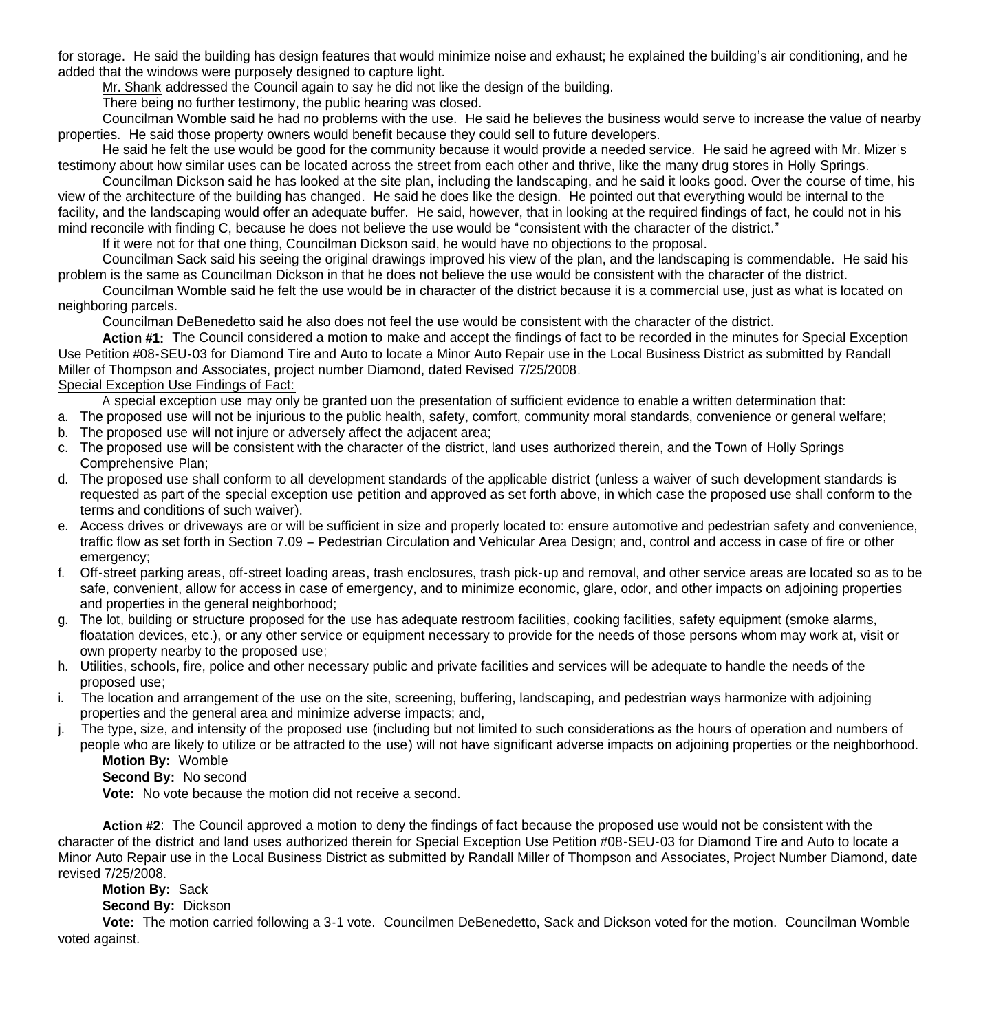for storage. He said the building has design features that would minimize noise and exhaust; he explained the building's air conditioning, and he added that the windows were purposely designed to capture light.

Mr. Shank addressed the Council again to say he did not like the design of the building.

There being no further testimony, the public hearing was closed.

Councilman Womble said he had no problems with the use. He said he believes the business would serve to increase the value of nearby properties. He said those property owners would benefit because they could sell to future developers.

He said he felt the use would be good for the community because it would provide a needed service. He said he agreed with Mr. Mizer's testimony about how similar uses can be located across the street from each other and thrive, like the many drug stores in Holly Springs.

Councilman Dickson said he has looked at the site plan, including the landscaping, and he said it looks good. Over the course of time, his view of the architecture of the building has changed. He said he does like the design. He pointed out that everything would be internal to the facility, and the landscaping would offer an adequate buffer. He said, however, that in looking at the required findings of fact, he could not in his mind reconcile with finding C, because he does not believe the use would be "consistent with the character of the district."

If it were not for that one thing, Councilman Dickson said, he would have no objections to the proposal.

Councilman Sack said his seeing the original drawings improved his view of the plan, and the landscaping is commendable. He said his problem is the same as Councilman Dickson in that he does not believe the use would be consistent with the character of the district.

Councilman Womble said he felt the use would be in character of the district because it is a commercial use, just as what is located on neighboring parcels.

Councilman DeBenedetto said he also does not feel the use would be consistent with the character of the district.

**Action #1:** The Council considered a motion to make and accept the findings of fact to be recorded in the minutes for Special Exception Use Petition #08-SEU-03 for Diamond Tire and Auto to locate a Minor Auto Repair use in the Local Business District as submitted by Randall Miller of Thompson and Associates, project number Diamond, dated Revised 7/25/2008.

Special Exception Use Findings of Fact:

A special exception use may only be granted uon the presentation of sufficient evidence to enable a written determination that:

a. The proposed use will not be injurious to the public health, safety, comfort, community moral standards, convenience or general welfare;
b. The proposed use will not injure or adversely affect the adjacent area;
c. The proposed use will be consistent with the character of the district, land uses authorized therein, and the Town of Holly Springs Comprehensive Plan;
d. The proposed use shall conform to all development standards of the applicable district (unless a waiver of such development standards is requested as part of the special exception use petition and approved as set forth above, in which case the proposed use shall conform to the terms and conditions of such waiver).
e. Access drives or driveways are or will be sufficient in size and properly located to: ensure automotive and pedestrian safety and convenience, traffic flow as set forth in Section 7.09 – Pedestrian Circulation and Vehicular Area Design; and, control and access in case of fire or other emergency;
f. Off-street parking areas, off-street loading areas, trash enclosures, trash pick-up and removal, and other service areas are located so as to be safe, convenient, allow for access in case of emergency, and to minimize economic, glare, odor, and other impacts on adjoining properties and properties in the general neighborhood;
g. The lot, building or structure proposed for the use has adequate restroom facilities, cooking facilities, safety equipment (smoke alarms, floatation devices, etc.), or any other service or equipment necessary to provide for the needs of those persons whom may work at, visit or own property nearby to the proposed use;
h. Utilities, schools, fire, police and other necessary public and private facilities and services will be adequate to handle the needs of the proposed use;
i. The location and arrangement of the use on the site, screening, buffering, landscaping, and pedestrian ways harmonize with adjoining properties and the general area and minimize adverse impacts; and,
j. The type, size, and intensity of the proposed use (including but not limited to such considerations as the hours of operation and numbers of people who are likely to utilize or be attracted to the use) will not have significant adverse impacts on adjoining properties or the neighborhood.

**Motion By:** Womble
**Second By:** No second
**Vote:** No vote because the motion did not receive a second.

**Action #2**: The Council approved a motion to deny the findings of fact because the proposed use would not be consistent with the character of the district and land uses authorized therein for Special Exception Use Petition #08-SEU-03 for Diamond Tire and Auto to locate a Minor Auto Repair use in the Local Business District as submitted by Randall Miller of Thompson and Associates, Project Number Diamond, date revised 7/25/2008.

**Motion By:** Sack
**Second By:** Dickson
**Vote:** The motion carried following a 3-1 vote. Councilmen DeBenedetto, Sack and Dickson voted for the motion. Councilman Womble voted against.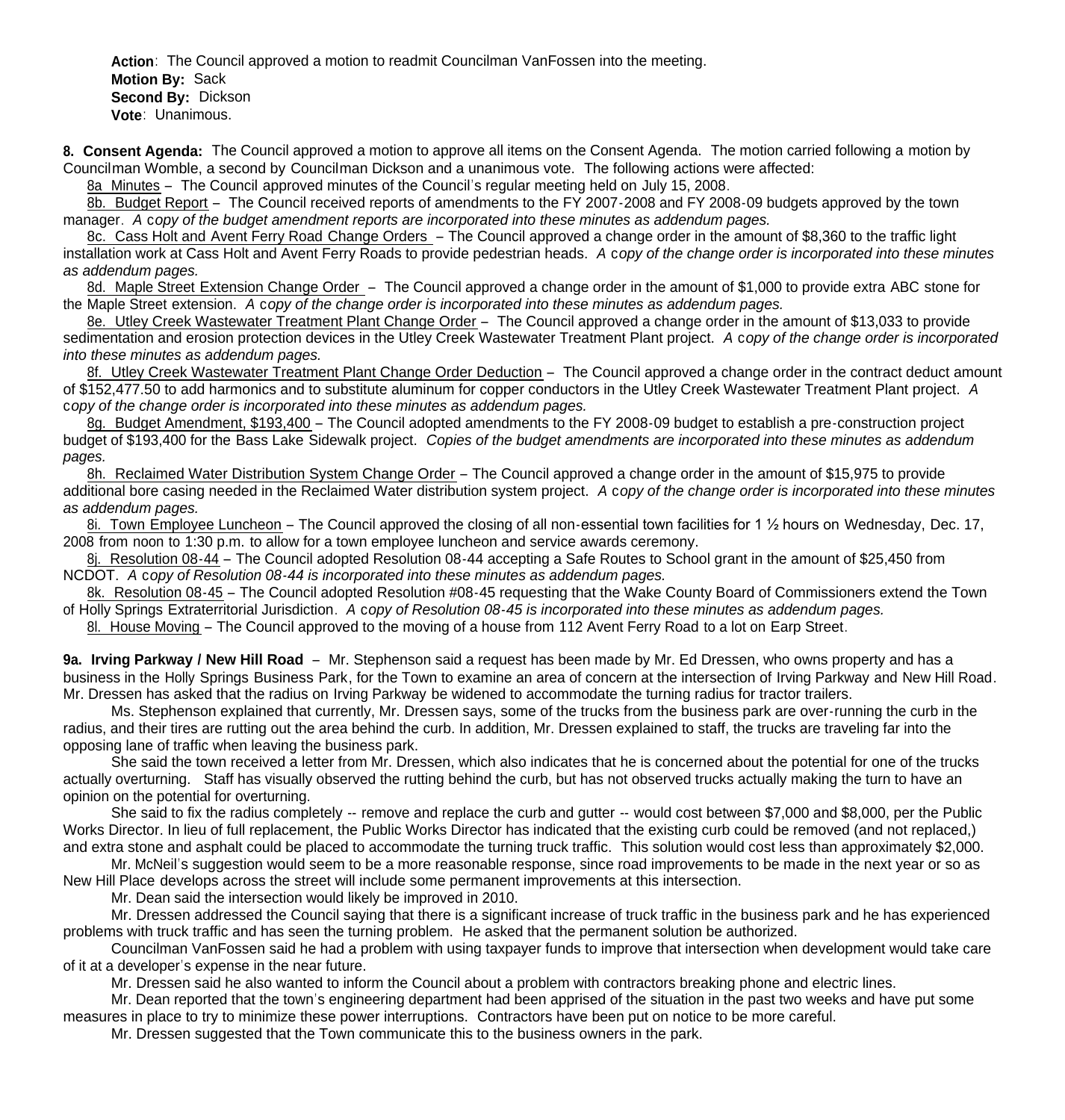**Action**: The Council approved a motion to readmit Councilman VanFossen into the meeting.
**Motion By:** Sack
**Second By:** Dickson
**Vote**: Unanimous.

**8. Consent Agenda:** The Council approved a motion to approve all items on the Consent Agenda. The motion carried following a motion by Councilman Womble, a second by Councilman Dickson and a unanimous vote. The following actions were affected:

8a Minutes – The Council approved minutes of the Council's regular meeting held on July 15, 2008.

8b. Budget Report – The Council received reports of amendments to the FY 2007-2008 and FY 2008-09 budgets approved by the town manager. *A copy of the budget amendment reports are incorporated into these minutes as addendum pages.*

8c. Cass Holt and Avent Ferry Road Change Orders – The Council approved a change order in the amount of $8,360 to the traffic light installation work at Cass Holt and Avent Ferry Roads to provide pedestrian heads. *A copy of the change order is incorporated into these minutes as addendum pages.*

8d. Maple Street Extension Change Order – The Council approved a change order in the amount of $1,000 to provide extra ABC stone for the Maple Street extension. *A copy of the change order is incorporated into these minutes as addendum pages.*

8e. Utley Creek Wastewater Treatment Plant Change Order – The Council approved a change order in the amount of $13,033 to provide sedimentation and erosion protection devices in the Utley Creek Wastewater Treatment Plant project. *A copy of the change order is incorporated into these minutes as addendum pages.*

8f. Utley Creek Wastewater Treatment Plant Change Order Deduction – The Council approved a change order in the contract deduct amount of $152,477.50 to add harmonics and to substitute aluminum for copper conductors in the Utley Creek Wastewater Treatment Plant project. *A copy of the change order is incorporated into these minutes as addendum pages.*

8g. Budget Amendment, $193,400 – The Council adopted amendments to the FY 2008-09 budget to establish a pre-construction project budget of $193,400 for the Bass Lake Sidewalk project. *Copies of the budget amendments are incorporated into these minutes as addendum pages.*

8h. Reclaimed Water Distribution System Change Order – The Council approved a change order in the amount of $15,975 to provide additional bore casing needed in the Reclaimed Water distribution system project. *A copy of the change order is incorporated into these minutes as addendum pages.*

8i. Town Employee Luncheon – The Council approved the closing of all non-essential town facilities for 1 ½ hours on Wednesday, Dec. 17, 2008 from noon to 1:30 p.m. to allow for a town employee luncheon and service awards ceremony.

8j. Resolution 08-44 – The Council adopted Resolution 08-44 accepting a Safe Routes to School grant in the amount of $25,450 from NCDOT. *A copy of Resolution 08-44 is incorporated into these minutes as addendum pages.*

8k. Resolution 08-45 – The Council adopted Resolution #08-45 requesting that the Wake County Board of Commissioners extend the Town of Holly Springs Extraterritorial Jurisdiction. *A copy of Resolution 08-45 is incorporated into these minutes as addendum pages.*

8l. House Moving – The Council approved to the moving of a house from 112 Avent Ferry Road to a lot on Earp Street.

**9a. Irving Parkway / New Hill Road** – Mr. Stephenson said a request has been made by Mr. Ed Dressen, who owns property and has a business in the Holly Springs Business Park, for the Town to examine an area of concern at the intersection of Irving Parkway and New Hill Road. Mr. Dressen has asked that the radius on Irving Parkway be widened to accommodate the turning radius for tractor trailers.

Ms. Stephenson explained that currently, Mr. Dressen says, some of the trucks from the business park are over-running the curb in the radius, and their tires are rutting out the area behind the curb. In addition, Mr. Dressen explained to staff, the trucks are traveling far into the opposing lane of traffic when leaving the business park.

She said the town received a letter from Mr. Dressen, which also indicates that he is concerned about the potential for one of the trucks actually overturning. Staff has visually observed the rutting behind the curb, but has not observed trucks actually making the turn to have an opinion on the potential for overturning.

She said to fix the radius completely -- remove and replace the curb and gutter -- would cost between $7,000 and $8,000, per the Public Works Director. In lieu of full replacement, the Public Works Director has indicated that the existing curb could be removed (and not replaced,) and extra stone and asphalt could be placed to accommodate the turning truck traffic. This solution would cost less than approximately $2,000.

Mr. McNeil's suggestion would seem to be a more reasonable response, since road improvements to be made in the next year or so as New Hill Place develops across the street will include some permanent improvements at this intersection.

Mr. Dean said the intersection would likely be improved in 2010.

Mr. Dressen addressed the Council saying that there is a significant increase of truck traffic in the business park and he has experienced problems with truck traffic and has seen the turning problem. He asked that the permanent solution be authorized.

Councilman VanFossen said he had a problem with using taxpayer funds to improve that intersection when development would take care of it at a developer's expense in the near future.

Mr. Dressen said he also wanted to inform the Council about a problem with contractors breaking phone and electric lines.

Mr. Dean reported that the town's engineering department had been apprised of the situation in the past two weeks and have put some measures in place to try to minimize these power interruptions. Contractors have been put on notice to be more careful.

Mr. Dressen suggested that the Town communicate this to the business owners in the park.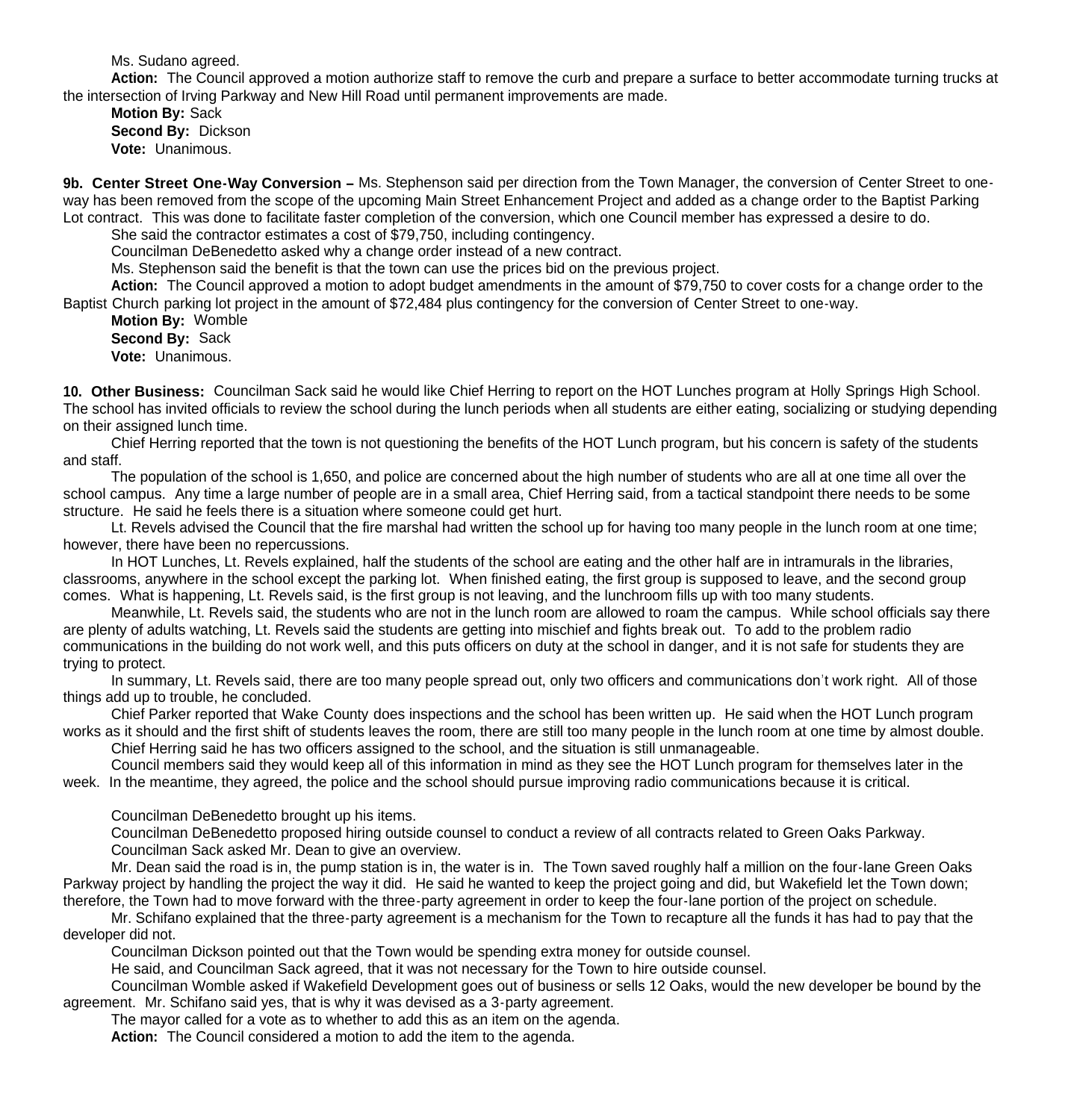Ms. Sudano agreed.

**Action:** The Council approved a motion authorize staff to remove the curb and prepare a surface to better accommodate turning trucks at the intersection of Irving Parkway and New Hill Road until permanent improvements are made.

**Motion By:** Sack
**Second By:** Dickson
**Vote:** Unanimous.

**9b. Center Street One-Way Conversion –** Ms. Stephenson said per direction from the Town Manager, the conversion of Center Street to one-way has been removed from the scope of the upcoming Main Street Enhancement Project and added as a change order to the Baptist Parking Lot contract. This was done to facilitate faster completion of the conversion, which one Council member has expressed a desire to do.

She said the contractor estimates a cost of $79,750, including contingency.

Councilman DeBenedetto asked why a change order instead of a new contract.

Ms. Stephenson said the benefit is that the town can use the prices bid on the previous project.

**Action:** The Council approved a motion to adopt budget amendments in the amount of $79,750 to cover costs for a change order to the Baptist Church parking lot project in the amount of $72,484 plus contingency for the conversion of Center Street to one-way.

**Motion By:** Womble
**Second By:** Sack
**Vote:** Unanimous.

**10. Other Business:** Councilman Sack said he would like Chief Herring to report on the HOT Lunches program at Holly Springs High School. The school has invited officials to review the school during the lunch periods when all students are either eating, socializing or studying depending on their assigned lunch time.

Chief Herring reported that the town is not questioning the benefits of the HOT Lunch program, but his concern is safety of the students and staff.

The population of the school is 1,650, and police are concerned about the high number of students who are all at one time all over the school campus. Any time a large number of people are in a small area, Chief Herring said, from a tactical standpoint there needs to be some structure. He said he feels there is a situation where someone could get hurt.

Lt. Revels advised the Council that the fire marshal had written the school up for having too many people in the lunch room at one time; however, there have been no repercussions.

In HOT Lunches, Lt. Revels explained, half the students of the school are eating and the other half are in intramurals in the libraries, classrooms, anywhere in the school except the parking lot. When finished eating, the first group is supposed to leave, and the second group comes. What is happening, Lt. Revels said, is the first group is not leaving, and the lunchroom fills up with too many students.

Meanwhile, Lt. Revels said, the students who are not in the lunch room are allowed to roam the campus. While school officials say there are plenty of adults watching, Lt. Revels said the students are getting into mischief and fights break out. To add to the problem radio communications in the building do not work well, and this puts officers on duty at the school in danger, and it is not safe for students they are trying to protect.

In summary, Lt. Revels said, there are too many people spread out, only two officers and communications don't work right. All of those things add up to trouble, he concluded.

Chief Parker reported that Wake County does inspections and the school has been written up. He said when the HOT Lunch program works as it should and the first shift of students leaves the room, there are still too many people in the lunch room at one time by almost double.

Chief Herring said he has two officers assigned to the school, and the situation is still unmanageable.

Council members said they would keep all of this information in mind as they see the HOT Lunch program for themselves later in the week. In the meantime, they agreed, the police and the school should pursue improving radio communications because it is critical.

Councilman DeBenedetto brought up his items.

Councilman DeBenedetto proposed hiring outside counsel to conduct a review of all contracts related to Green Oaks Parkway.

Councilman Sack asked Mr. Dean to give an overview.

Mr. Dean said the road is in, the pump station is in, the water is in. The Town saved roughly half a million on the four-lane Green Oaks Parkway project by handling the project the way it did. He said he wanted to keep the project going and did, but Wakefield let the Town down; therefore, the Town had to move forward with the three-party agreement in order to keep the four-lane portion of the project on schedule.

Mr. Schifano explained that the three-party agreement is a mechanism for the Town to recapture all the funds it has had to pay that the developer did not.

Councilman Dickson pointed out that the Town would be spending extra money for outside counsel.

He said, and Councilman Sack agreed, that it was not necessary for the Town to hire outside counsel.

Councilman Womble asked if Wakefield Development goes out of business or sells 12 Oaks, would the new developer be bound by the agreement. Mr. Schifano said yes, that is why it was devised as a 3-party agreement.

The mayor called for a vote as to whether to add this as an item on the agenda.

**Action:** The Council considered a motion to add the item to the agenda.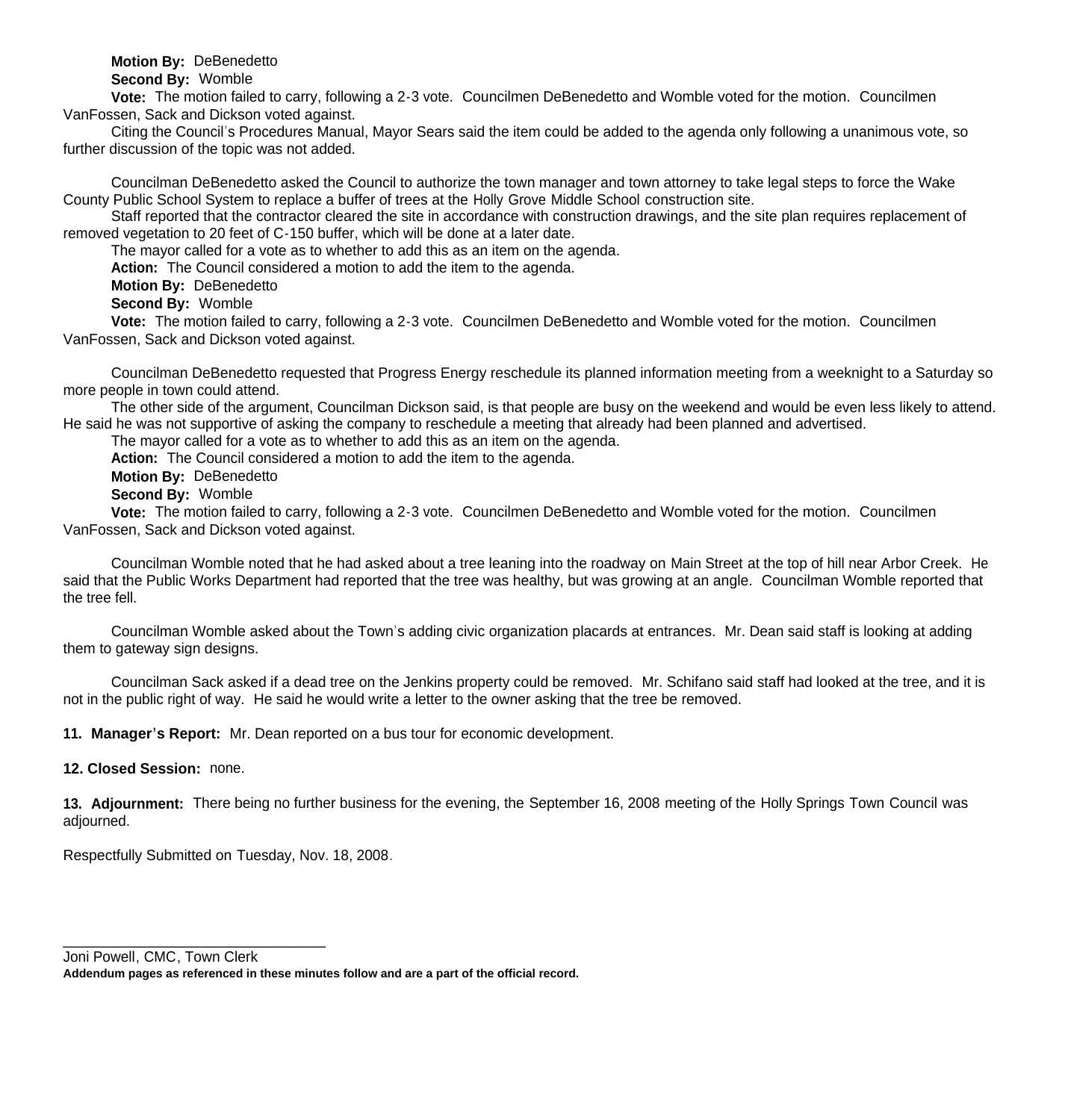**Motion By:** DeBenedetto

**Second By:** Womble

**Vote:** The motion failed to carry, following a 2-3 vote. Councilmen DeBenedetto and Womble voted for the motion. Councilmen VanFossen, Sack and Dickson voted against.

Citing the Council's Procedures Manual, Mayor Sears said the item could be added to the agenda only following a unanimous vote, so further discussion of the topic was not added.

Councilman DeBenedetto asked the Council to authorize the town manager and town attorney to take legal steps to force the Wake County Public School System to replace a buffer of trees at the Holly Grove Middle School construction site.

Staff reported that the contractor cleared the site in accordance with construction drawings, and the site plan requires replacement of removed vegetation to 20 feet of C-150 buffer, which will be done at a later date.

The mayor called for a vote as to whether to add this as an item on the agenda.

**Action:** The Council considered a motion to add the item to the agenda.

**Motion By:** DeBenedetto

**Second By:** Womble

**Vote:** The motion failed to carry, following a 2-3 vote. Councilmen DeBenedetto and Womble voted for the motion. Councilmen VanFossen, Sack and Dickson voted against.

Councilman DeBenedetto requested that Progress Energy reschedule its planned information meeting from a weeknight to a Saturday so more people in town could attend.

The other side of the argument, Councilman Dickson said, is that people are busy on the weekend and would be even less likely to attend. He said he was not supportive of asking the company to reschedule a meeting that already had been planned and advertised.

The mayor called for a vote as to whether to add this as an item on the agenda.

**Action:** The Council considered a motion to add the item to the agenda.

**Motion By:** DeBenedetto

**Second By:** Womble

**Vote:** The motion failed to carry, following a 2-3 vote. Councilmen DeBenedetto and Womble voted for the motion. Councilmen VanFossen, Sack and Dickson voted against.

Councilman Womble noted that he had asked about a tree leaning into the roadway on Main Street at the top of hill near Arbor Creek. He said that the Public Works Department had reported that the tree was healthy, but was growing at an angle. Councilman Womble reported that the tree fell.

Councilman Womble asked about the Town's adding civic organization placards at entrances. Mr. Dean said staff is looking at adding them to gateway sign designs.

Councilman Sack asked if a dead tree on the Jenkins property could be removed. Mr. Schifano said staff had looked at the tree, and it is not in the public right of way. He said he would write a letter to the owner asking that the tree be removed.

**11. Manager's Report:** Mr. Dean reported on a bus tour for economic development.

**12. Closed Session:** none.

**13. Adjournment:** There being no further business for the evening, the September 16, 2008 meeting of the Holly Springs Town Council was adjourned.

Respectfully Submitted on Tuesday, Nov. 18, 2008.

\_\_\_\_\_\_\_\_\_\_\_\_\_\_\_\_\_\_\_\_\_\_\_\_\_\_\_\_\_\_\_\_

Joni Powell, CMC, Town Clerk

**Addendum pages as referenced in these minutes follow and are a part of the official record.**